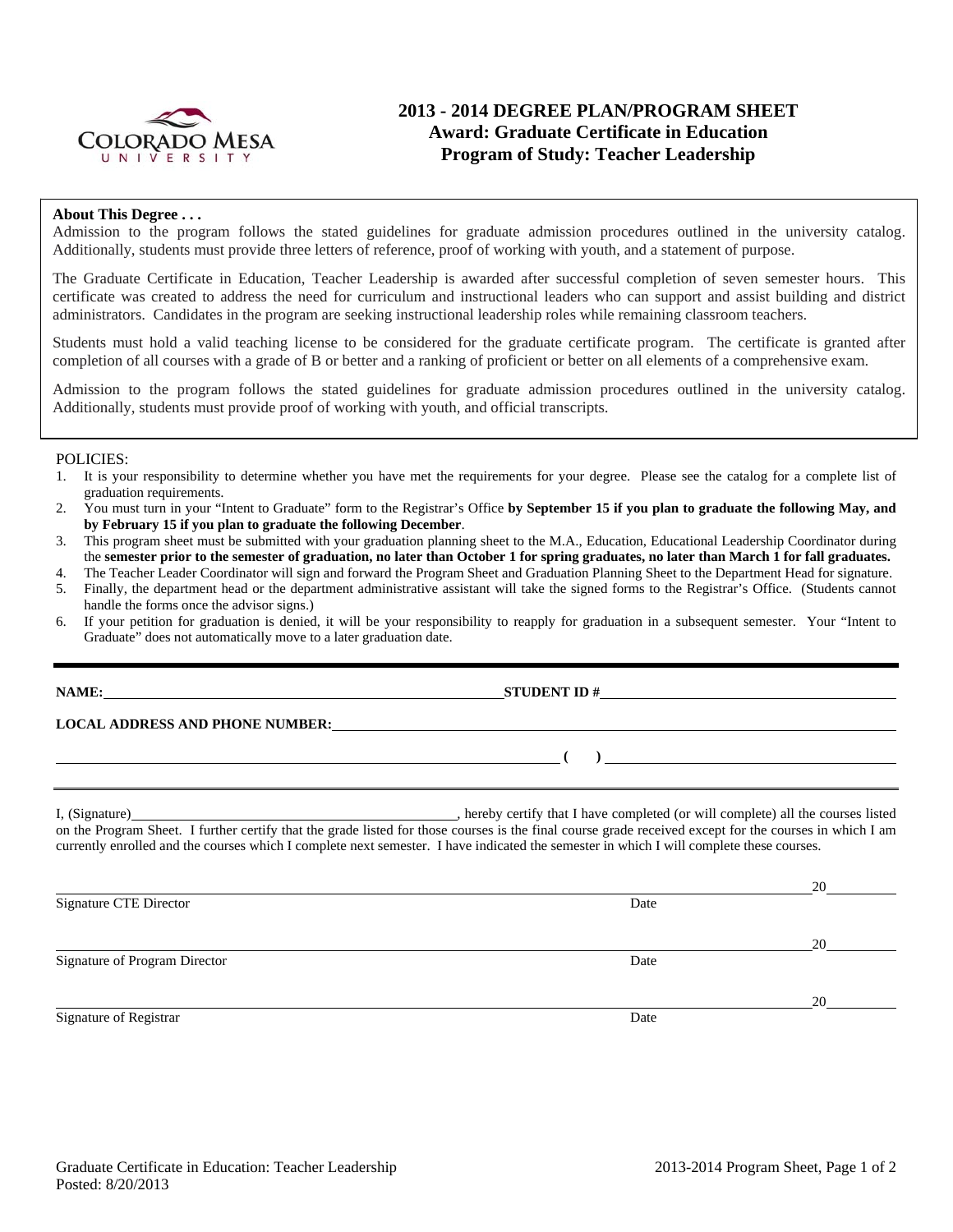# 2013 - 2014 DEGREE PLAN/PROGRAM SHEET
## Award: Graduate Certificate in Education
## Program of Study: Teacher Leadership

**About This Degree . . .**

Admission to the program follows the stated guidelines for graduate admission procedures outlined in the university catalog. Additionally, students must provide three letters of reference, proof of working with youth, and a statement of purpose.

The Graduate Certificate in Education, Teacher Leadership is awarded after successful completion of seven semester hours. This certificate was created to address the need for curriculum and instructional leaders who can support and assist building and district administrators. Candidates in the program are seeking instructional leadership roles while remaining classroom teachers.

Students must hold a valid teaching license to be considered for the graduate certificate program. The certificate is granted after completion of all courses with a grade of B or better and a ranking of proficient or better on all elements of a comprehensive exam.

Admission to the program follows the stated guidelines for graduate admission procedures outlined in the university catalog. Additionally, students must provide proof of working with youth, and official transcripts.

POLICIES:

1. It is your responsibility to determine whether you have met the requirements for your degree. Please see the catalog for a complete list of graduation requirements.
2. You must turn in your "Intent to Graduate" form to the Registrar's Office **by September 15 if you plan to graduate the following May, and by February 15 if you plan to graduate the following December**.
3. This program sheet must be submitted with your graduation planning sheet to the M.A., Education, Educational Leadership Coordinator during the **semester prior to the semester of graduation, no later than October 1 for spring graduates, no later than March 1 for fall graduates.**
4. The Teacher Leader Coordinator will sign and forward the Program Sheet and Graduation Planning Sheet to the Department Head for signature.
5. Finally, the department head or the department administrative assistant will take the signed forms to the Registrar's Office. (Students cannot handle the forms once the advisor signs.)
6. If your petition for graduation is denied, it will be your responsibility to reapply for graduation in a subsequent semester. Your "Intent to Graduate" does not automatically move to a later graduation date.

---

**NAME:** ______________________________ **STUDENT ID #** ______________________________

**LOCAL ADDRESS AND PHONE NUMBER:** ______________________________

______________________________ **( )** ______________________________

I, (Signature) ______________________________, hereby certify that I have completed (or will complete) all the courses listed on the Program Sheet. I further certify that the grade listed for those courses is the final course grade received except for the courses in which I am currently enrolled and the courses which I complete next semester. I have indicated the semester in which I will complete these courses.

______________________________ 20______
Signature CTE Director Date

______________________________ 20______
Signature of Program Director Date

______________________________ 20______
Signature of Registrar Date

Graduate Certificate in Education: Teacher Leadership
Posted: 8/20/2013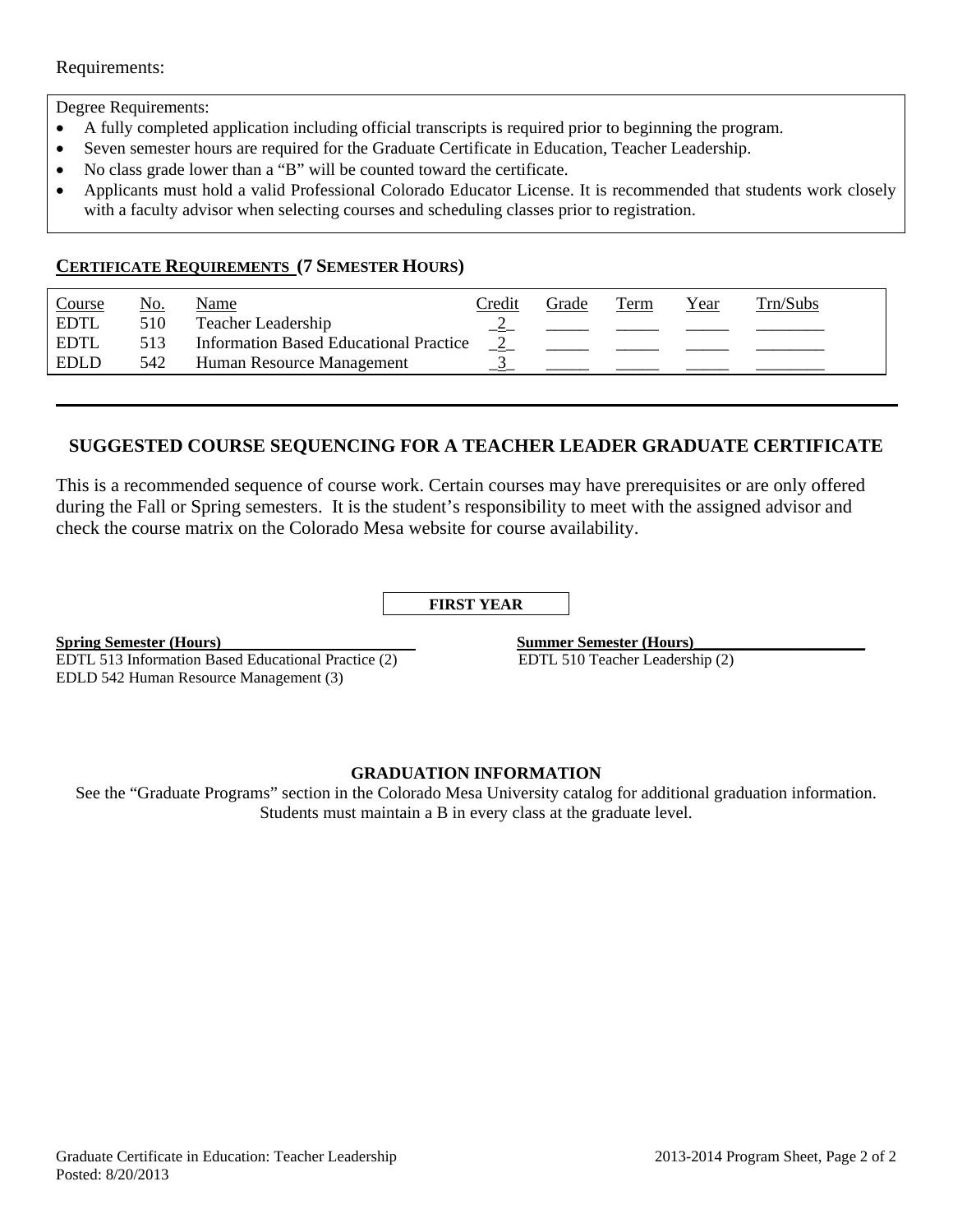Requirements:

Degree Requirements:

- A fully completed application including official transcripts is required prior to beginning the program.
- Seven semester hours are required for the Graduate Certificate in Education, Teacher Leadership.
- No class grade lower than a "B" will be counted toward the certificate.
- Applicants must hold a valid Professional Colorado Educator License. It is recommended that students work closely with a faculty advisor when selecting courses and scheduling classes prior to registration.

## CERTIFICATE REQUIREMENTS (7 SEMESTER HOURS)

| Course | No. | Name | Credit | Grade | Term | Year | Trn/Subs |
|---|---|---|---|---|---|---|---|
| EDTL | 510 | Teacher Leadership | 2 | | | | |
| EDTL | 513 | Information Based Educational Practice | 2 | | | | |
| EDLD | 542 | Human Resource Management | 3 | | | | |

---

## SUGGESTED COURSE SEQUENCING FOR A TEACHER LEADER GRADUATE CERTIFICATE

This is a recommended sequence of course work. Certain courses may have prerequisites or are only offered during the Fall or Spring semesters. It is the student's responsibility to meet with the assigned advisor and check the course matrix on the Colorado Mesa website for course availability.

### FIRST YEAR

**Spring Semester (Hours)**

EDTL 513 Information Based Educational Practice (2)
EDLD 542 Human Resource Management (3)

**Summer Semester (Hours)**

EDTL 510 Teacher Leadership (2)

### GRADUATION INFORMATION

See the "Graduate Programs" section in the Colorado Mesa University catalog for additional graduation information. Students must maintain a B in every class at the graduate level.

Graduate Certificate in Education: Teacher Leadership
Posted: 8/20/2013